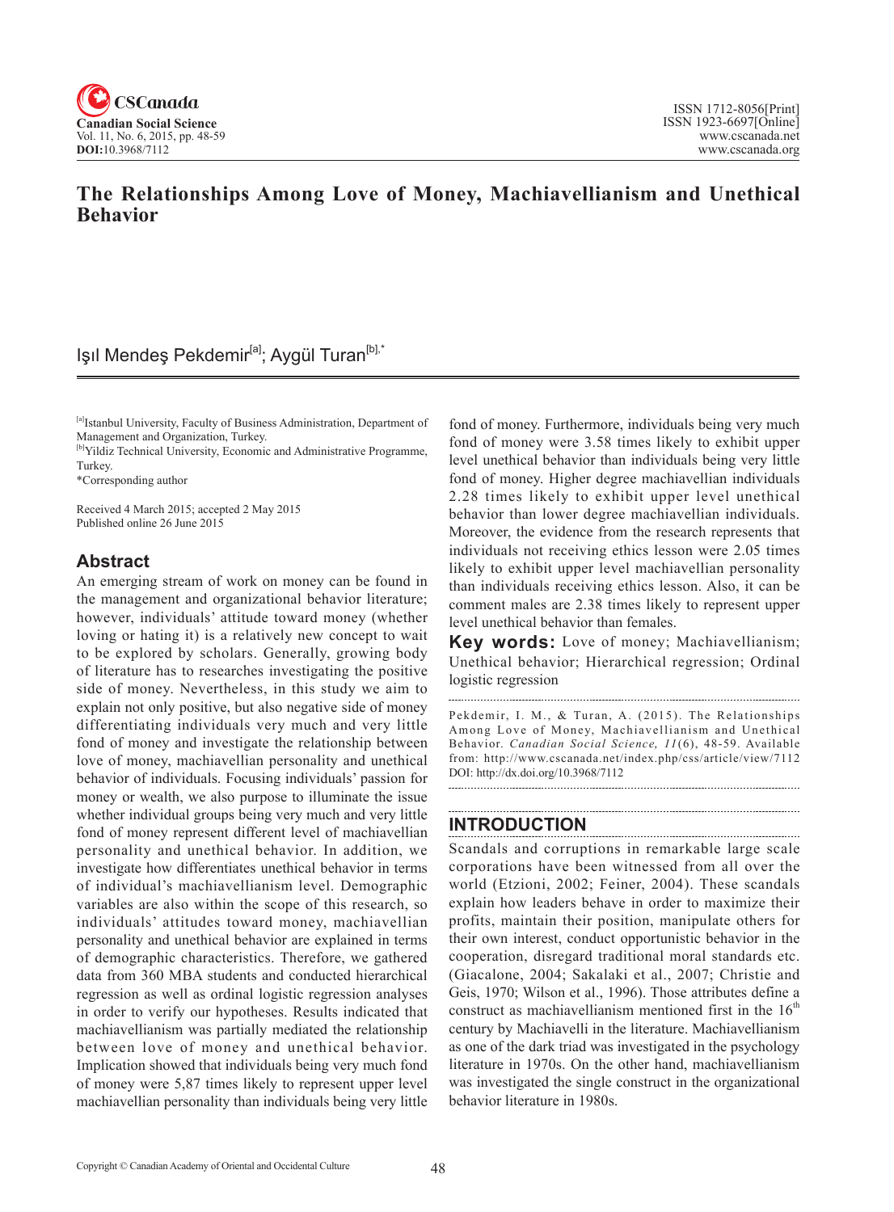# The Relationships Among Love of Money, Machiavellianism and Unethical Behavior

Işıl Mendeş Pekdemir[a]; Aygül Turan[b],*

[a]Istanbul University, Faculty of Business Administration, Department of Management and Organization, Turkey.
[b]Yildiz Technical University, Economic and Administrative Programme, Turkey.
*Corresponding author

Received 4 March 2015; accepted 2 May 2015
Published online 26 June 2015

## Abstract

An emerging stream of work on money can be found in the management and organizational behavior literature; however, individuals' attitude toward money (whether loving or hating it) is a relatively new concept to wait to be explored by scholars. Generally, growing body of literature has to researches investigating the positive side of money. Nevertheless, in this study we aim to explain not only positive, but also negative side of money differentiating individuals very much and very little fond of money and investigate the relationship between love of money, machiavellian personality and unethical behavior of individuals. Focusing individuals' passion for money or wealth, we also purpose to illuminate the issue whether individual groups being very much and very little fond of money represent different level of machiavellian personality and unethical behavior. In addition, we investigate how differentiates unethical behavior in terms of individual's machiavellianism level. Demographic variables are also within the scope of this research, so individuals' attitudes toward money, machiavellian personality and unethical behavior are explained in terms of demographic characteristics. Therefore, we gathered data from 360 MBA students and conducted hierarchical regression as well as ordinal logistic regression analyses in order to verify our hypotheses. Results indicated that machiavellianism was partially mediated the relationship between love of money and unethical behavior. Implication showed that individuals being very much fond of money were 5,87 times likely to represent upper level machiavellian personality than individuals being very little fond of money. Furthermore, individuals being very much fond of money were 3.58 times likely to exhibit upper level unethical behavior than individuals being very little fond of money. Higher degree machiavellian individuals 2.28 times likely to exhibit upper level unethical behavior than lower degree machiavellian individuals. Moreover, the evidence from the research represents that individuals not receiving ethics lesson were 2.05 times likely to exhibit upper level machiavellian personality than individuals receiving ethics lesson. Also, it can be comment males are 2.38 times likely to represent upper level unethical behavior than females.

**Key words:** Love of money; Machiavellianism; Unethical behavior; Hierarchical regression; Ordinal logistic regression

Pekdemir, I. M., & Turan, A. (2015). The Relationships Among Love of Money, Machiavellianism and Unethical Behavior. *Canadian Social Science, 11*(6), 48-59. Available from: http://www.cscanada.net/index.php/css/article/view/7112
DOI: http://dx.doi.org/10.3968/7112

## INTRODUCTION

Scandals and corruptions in remarkable large scale corporations have been witnessed from all over the world (Etzioni, 2002; Feiner, 2004). These scandals explain how leaders behave in order to maximize their profits, maintain their position, manipulate others for their own interest, conduct opportunistic behavior in the cooperation, disregard traditional moral standards etc. (Giacalone, 2004; Sakalaki et al., 2007; Christie and Geis, 1970; Wilson et al., 1996). Those attributes define a construct as machiavellianism mentioned first in the 16th century by Machiavelli in the literature. Machiavellianism as one of the dark triad was investigated in the psychology literature in 1970s. On the other hand, machiavellianism was investigated the single construct in the organizational behavior literature in 1980s.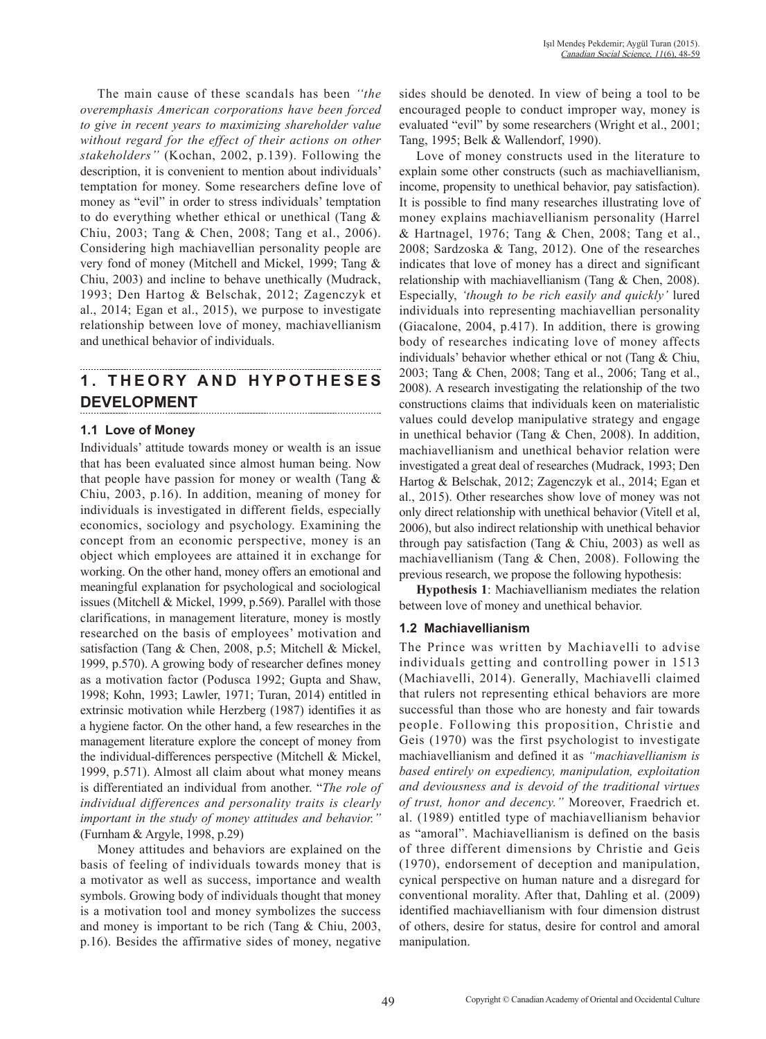The main cause of these scandals has been *"the overemphasis American corporations have been forced to give in recent years to maximizing shareholder value without regard for the effect of their actions on other stakeholders"* (Kochan, 2002, p.139). Following the description, it is convenient to mention about individuals' temptation for money. Some researchers define love of money as "evil" in order to stress individuals' temptation to do everything whether ethical or unethical (Tang & Chiu, 2003; Tang & Chen, 2008; Tang et al., 2006). Considering high machiavellian personality people are very fond of money (Mitchell and Mickel, 1999; Tang & Chiu, 2003) and incline to behave unethically (Mudrack, 1993; Den Hartog & Belschak, 2012; Zagenczyk et al., 2014; Egan et al., 2015), we purpose to investigate relationship between love of money, machiavellianism and unethical behavior of individuals.

## 1. THEORY AND HYPOTHESES DEVELOPMENT

### 1.1 Love of Money

Individuals' attitude towards money or wealth is an issue that has been evaluated since almost human being. Now that people have passion for money or wealth (Tang & Chiu, 2003, p.16). In addition, meaning of money for individuals is investigated in different fields, especially economics, sociology and psychology. Examining the concept from an economic perspective, money is an object which employees are attained it in exchange for working. On the other hand, money offers an emotional and meaningful explanation for psychological and sociological issues (Mitchell & Mickel, 1999, p.569). Parallel with those clarifications, in management literature, money is mostly researched on the basis of employees' motivation and satisfaction (Tang & Chen, 2008, p.5; Mitchell & Mickel, 1999, p.570). A growing body of researcher defines money as a motivation factor (Podusca 1992; Gupta and Shaw, 1998; Kohn, 1993; Lawler, 1971; Turan, 2014) entitled in extrinsic motivation while Herzberg (1987) identifies it as a hygiene factor. On the other hand, a few researches in the management literature explore the concept of money from the individual-differences perspective (Mitchell & Mickel, 1999, p.571). Almost all claim about what money means is differentiated an individual from another. "*The role of individual differences and personality traits is clearly important in the study of money attitudes and behavior.*" (Furnham & Argyle, 1998, p.29)

Money attitudes and behaviors are explained on the basis of feeling of individuals towards money that is a motivator as well as success, importance and wealth symbols. Growing body of individuals thought that money is a motivation tool and money symbolizes the success and money is important to be rich (Tang & Chiu, 2003, p.16). Besides the affirmative sides of money, negative sides should be denoted. In view of being a tool to be encouraged people to conduct improper way, money is evaluated "evil" by some researchers (Wright et al., 2001; Tang, 1995; Belk & Wallendorf, 1990).

Love of money constructs used in the literature to explain some other constructs (such as machiavellianism, income, propensity to unethical behavior, pay satisfaction). It is possible to find many researches illustrating love of money explains machiavellianism personality (Harrel & Hartnagel, 1976; Tang & Chen, 2008; Tang et al., 2008; Sardzoska & Tang, 2012). One of the researches indicates that love of money has a direct and significant relationship with machiavellianism (Tang & Chen, 2008). Especially, *'though to be rich easily and quickly'* lured individuals into representing machiavellian personality (Giacalone, 2004, p.417). In addition, there is growing body of researches indicating love of money affects individuals' behavior whether ethical or not (Tang & Chiu, 2003; Tang & Chen, 2008; Tang et al., 2006; Tang et al., 2008). A research investigating the relationship of the two constructions claims that individuals keen on materialistic values could develop manipulative strategy and engage in unethical behavior (Tang & Chen, 2008). In addition, machiavellianism and unethical behavior relation were investigated a great deal of researches (Mudrack, 1993; Den Hartog & Belschak, 2012; Zagenczyk et al., 2014; Egan et al., 2015). Other researches show love of money was not only direct relationship with unethical behavior (Vitell et al, 2006), but also indirect relationship with unethical behavior through pay satisfaction (Tang & Chiu, 2003) as well as machiavellianism (Tang & Chen, 2008). Following the previous research, we propose the following hypothesis:

**Hypothesis 1**: Machiavellianism mediates the relation between love of money and unethical behavior.

### 1.2 Machiavellianism

The Prince was written by Machiavelli to advise individuals getting and controlling power in 1513 (Machiavelli, 2014). Generally, Machiavelli claimed that rulers not representing ethical behaviors are more successful than those who are honesty and fair towards people. Following this proposition, Christie and Geis (1970) was the first psychologist to investigate machiavellianism and defined it as *"machiavellianism is based entirely on expediency, manipulation, exploitation and deviousness and is devoid of the traditional virtues of trust, honor and decency."* Moreover, Fraedrich et. al. (1989) entitled type of machiavellianism behavior as "amoral". Machiavellianism is defined on the basis of three different dimensions by Christie and Geis (1970), endorsement of deception and manipulation, cynical perspective on human nature and a disregard for conventional morality. After that, Dahling et al. (2009) identified machiavellianism with four dimension distrust of others, desire for status, desire for control and amoral manipulation.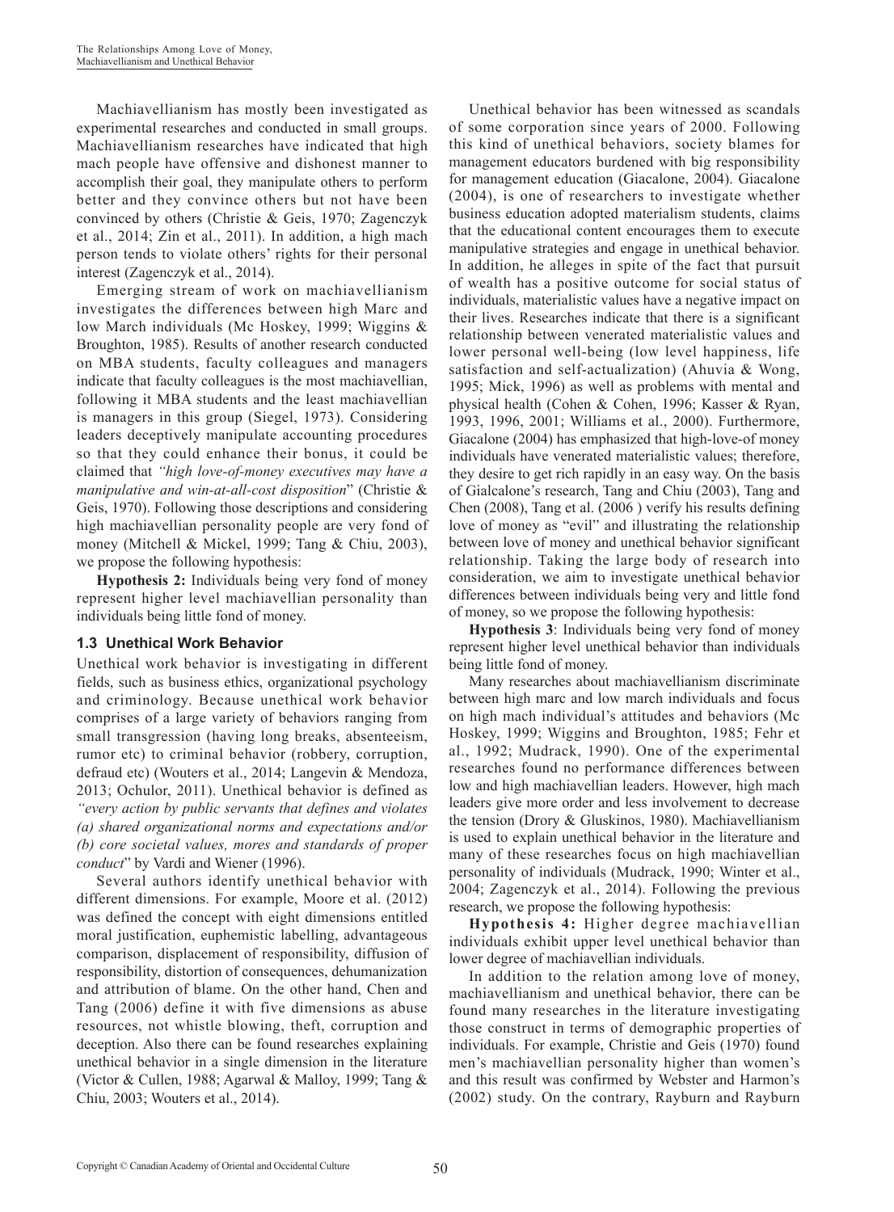Machiavellianism has mostly been investigated as experimental researches and conducted in small groups. Machiavellianism researches have indicated that high mach people have offensive and dishonest manner to accomplish their goal, they manipulate others to perform better and they convince others but not have been convinced by others (Christie & Geis, 1970; Zagenczyk et al., 2014; Zin et al., 2011). In addition, a high mach person tends to violate others' rights for their personal interest (Zagenczyk et al., 2014).

Emerging stream of work on machiavellianism investigates the differences between high Marc and low March individuals (Mc Hoskey, 1999; Wiggins & Broughton, 1985). Results of another research conducted on MBA students, faculty colleagues and managers indicate that faculty colleagues is the most machiavellian, following it MBA students and the least machiavellian is managers in this group (Siegel, 1973). Considering leaders deceptively manipulate accounting procedures so that they could enhance their bonus, it could be claimed that *"high love-of-money executives may have a manipulative and win-at-all-cost disposition*" (Christie & Geis, 1970). Following those descriptions and considering high machiavellian personality people are very fond of money (Mitchell & Mickel, 1999; Tang & Chiu, 2003), we propose the following hypothesis:

**Hypothesis 2:** Individuals being very fond of money represent higher level machiavellian personality than individuals being little fond of money.

### 1.3 Unethical Work Behavior

Unethical work behavior is investigating in different fields, such as business ethics, organizational psychology and criminology. Because unethical work behavior comprises of a large variety of behaviors ranging from small transgression (having long breaks, absenteeism, rumor etc) to criminal behavior (robbery, corruption, defraud etc) (Wouters et al., 2014; Langevin & Mendoza, 2013; Ochulor, 2011). Unethical behavior is defined as *"every action by public servants that defines and violates (a) shared organizational norms and expectations and/or (b) core societal values, mores and standards of proper conduct*" by Vardi and Wiener (1996).

Several authors identify unethical behavior with different dimensions. For example, Moore et al. (2012) was defined the concept with eight dimensions entitled moral justification, euphemistic labelling, advantageous comparison, displacement of responsibility, diffusion of responsibility, distortion of consequences, dehumanization and attribution of blame. On the other hand, Chen and Tang (2006) define it with five dimensions as abuse resources, not whistle blowing, theft, corruption and deception. Also there can be found researches explaining unethical behavior in a single dimension in the literature (Victor & Cullen, 1988; Agarwal & Malloy, 1999; Tang & Chiu, 2003; Wouters et al., 2014).

Unethical behavior has been witnessed as scandals of some corporation since years of 2000. Following this kind of unethical behaviors, society blames for management educators burdened with big responsibility for management education (Giacalone, 2004). Giacalone (2004), is one of researchers to investigate whether business education adopted materialism students, claims that the educational content encourages them to execute manipulative strategies and engage in unethical behavior. In addition, he alleges in spite of the fact that pursuit of wealth has a positive outcome for social status of individuals, materialistic values have a negative impact on their lives. Researches indicate that there is a significant relationship between venerated materialistic values and lower personal well-being (low level happiness, life satisfaction and self-actualization) (Ahuvia & Wong, 1995; Mick, 1996) as well as problems with mental and physical health (Cohen & Cohen, 1996; Kasser & Ryan, 1993, 1996, 2001; Williams et al., 2000). Furthermore, Giacalone (2004) has emphasized that high-love-of money individuals have venerated materialistic values; therefore, they desire to get rich rapidly in an easy way. On the basis of Gialcalone's research, Tang and Chiu (2003), Tang and Chen (2008), Tang et al. (2006 ) verify his results defining love of money as "evil" and illustrating the relationship between love of money and unethical behavior significant relationship. Taking the large body of research into consideration, we aim to investigate unethical behavior differences between individuals being very and little fond of money, so we propose the following hypothesis:

**Hypothesis 3**: Individuals being very fond of money represent higher level unethical behavior than individuals being little fond of money.

Many researches about machiavellianism discriminate between high marc and low march individuals and focus on high mach individual's attitudes and behaviors (Mc Hoskey, 1999; Wiggins and Broughton, 1985; Fehr et al., 1992; Mudrack, 1990). One of the experimental researches found no performance differences between low and high machiavellian leaders. However, high mach leaders give more order and less involvement to decrease the tension (Drory & Gluskinos, 1980). Machiavellianism is used to explain unethical behavior in the literature and many of these researches focus on high machiavellian personality of individuals (Mudrack, 1990; Winter et al., 2004; Zagenczyk et al., 2014). Following the previous research, we propose the following hypothesis:

**Hypothesis 4:** Higher degree machiavellian individuals exhibit upper level unethical behavior than lower degree of machiavellian individuals.

In addition to the relation among love of money, machiavellianism and unethical behavior, there can be found many researches in the literature investigating those construct in terms of demographic properties of individuals. For example, Christie and Geis (1970) found men's machiavellian personality higher than women's and this result was confirmed by Webster and Harmon's (2002) study. On the contrary, Rayburn and Rayburn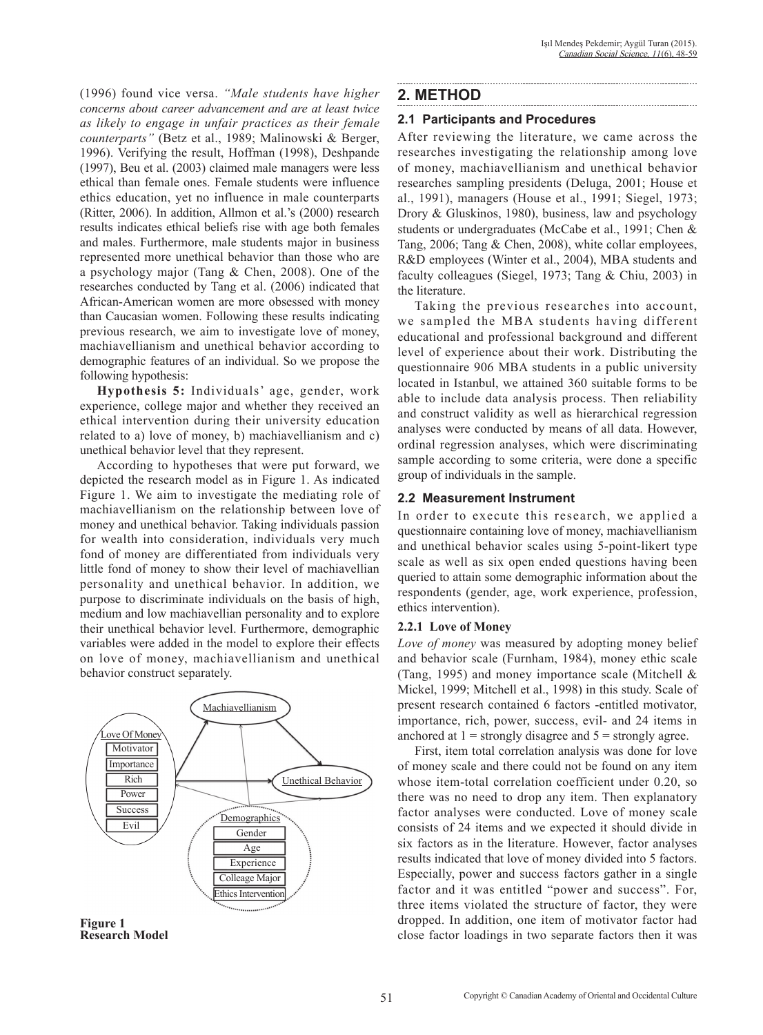(1996) found vice versa. *"Male students have higher concerns about career advancement and are at least twice as likely to engage in unfair practices as their female counterparts"* (Betz et al., 1989; Malinowski & Berger, 1996). Verifying the result, Hoffman (1998), Deshpande (1997), Beu et al. (2003) claimed male managers were less ethical than female ones. Female students were influence ethics education, yet no influence in male counterparts (Ritter, 2006). In addition, Allmon et al.'s (2000) research results indicates ethical beliefs rise with age both females and males. Furthermore, male students major in business represented more unethical behavior than those who are a psychology major (Tang & Chen, 2008). One of the researches conducted by Tang et al. (2006) indicated that African-American women are more obsessed with money than Caucasian women. Following these results indicating previous research, we aim to investigate love of money, machiavellianism and unethical behavior according to demographic features of an individual. So we propose the following hypothesis:

**Hypothesis 5:** Individuals' age, gender, work experience, college major and whether they received an ethical intervention during their university education related to a) love of money, b) machiavellianism and c) unethical behavior level that they represent.

According to hypotheses that were put forward, we depicted the research model as in Figure 1. As indicated Figure 1. We aim to investigate the mediating role of machiavellianism on the relationship between love of money and unethical behavior. Taking individuals passion for wealth into consideration, individuals very much fond of money are differentiated from individuals very little fond of money to show their level of machiavellian personality and unethical behavior. In addition, we purpose to discriminate individuals on the basis of high, medium and low machiavellian personality and to explore their unethical behavior level. Furthermore, demographic variables were added in the model to explore their effects on love of money, machiavellianism and unethical behavior construct separately.

Machiavellianism

Love Of Money: Motivator, Importance, Rich, Power, Success, Evil

Unethical Behavior

Demographics: Gender, Age, Experience, Colleage Major, Ethics Intervention

**Figure 1**
**Research Model**

## 2. METHOD

### 2.1 Participants and Procedures

After reviewing the literature, we came across the researches investigating the relationship among love of money, machiavellianism and unethical behavior researches sampling presidents (Deluga, 2001; House et al., 1991), managers (House et al., 1991; Siegel, 1973; Drory & Gluskinos, 1980), business, law and psychology students or undergraduates (McCabe et al., 1991; Chen & Tang, 2006; Tang & Chen, 2008), white collar employees, R&D employees (Winter et al., 2004), MBA students and faculty colleagues (Siegel, 1973; Tang & Chiu, 2003) in the literature.

Taking the previous researches into account, we sampled the MBA students having different educational and professional background and different level of experience about their work. Distributing the questionnaire 906 MBA students in a public university located in Istanbul, we attained 360 suitable forms to be able to include data analysis process. Then reliability and construct validity as well as hierarchical regression analyses were conducted by means of all data. However, ordinal regression analyses, which were discriminating sample according to some criteria, were done a specific group of individuals in the sample.

### 2.2 Measurement Instrument

In order to execute this research, we applied a questionnaire containing love of money, machiavellianism and unethical behavior scales using 5-point-likert type scale as well as six open ended questions having been queried to attain some demographic information about the respondents (gender, age, work experience, profession, ethics intervention).

#### 2.2.1 Love of Money

*Love of money* was measured by adopting money belief and behavior scale (Furnham, 1984), money ethic scale (Tang, 1995) and money importance scale (Mitchell & Mickel, 1999; Mitchell et al., 1998) in this study. Scale of present research contained 6 factors -entitled motivator, importance, rich, power, success, evil- and 24 items in anchored at 1 = strongly disagree and 5 = strongly agree.

First, item total correlation analysis was done for love of money scale and there could not be found on any item whose item-total correlation coefficient under 0.20, so there was no need to drop any item. Then explanatory factor analyses were conducted. Love of money scale consists of 24 items and we expected it should divide in six factors as in the literature. However, factor analyses results indicated that love of money divided into 5 factors. Especially, power and success factors gather in a single factor and it was entitled "power and success". For, three items violated the structure of factor, they were dropped. In addition, one item of motivator factor had close factor loadings in two separate factors then it was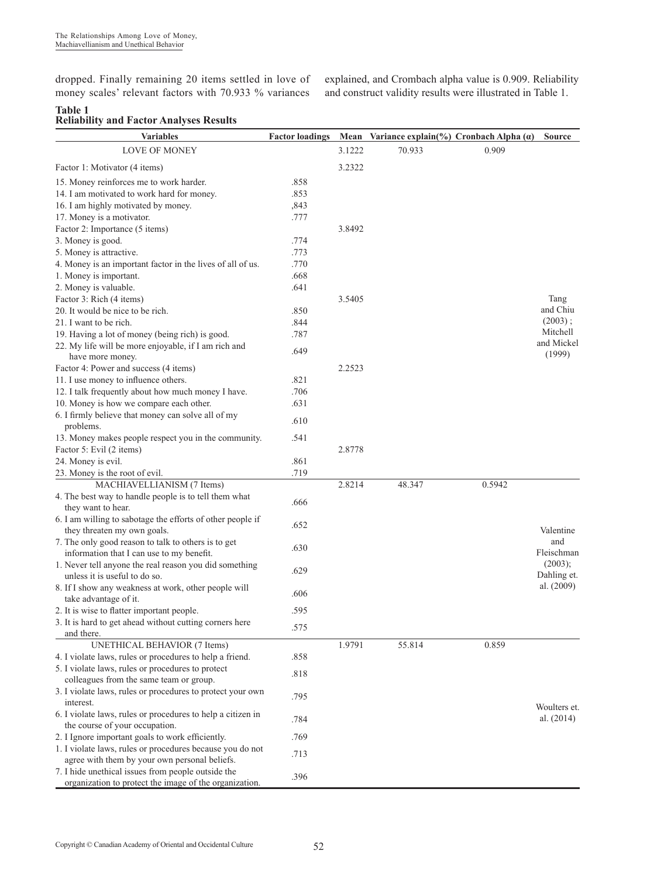dropped. Finally remaining 20 items settled in love of money scales' relevant factors with 70.933 % variances explained, and Crombach alpha value is 0.909. Reliability and construct validity results were illustrated in Table 1.

**Table 1**
**Reliability and Factor Analyses Results**

| Variables | Factor loadings | Mean | Variance explain(%) | Cronbach Alpha (α) | Source |
|---|---|---|---|---|---|
| LOVE OF MONEY | | 3.1222 | 70.933 | 0.909 | |
| Factor 1: Motivator (4 items) | | 3.2322 | | | |
| 15. Money reinforces me to work harder. | .858 | | | | |
| 14. I am motivated to work hard for money. | .853 | | | | |
| 16. I am highly motivated by money. | ,843 | | | | |
| 17. Money is a motivator. | .777 | | | | |
| Factor 2: Importance (5 items) | | 3.8492 | | | |
| 3. Money is good. | .774 | | | | |
| 5. Money is attractive. | .773 | | | | |
| 4. Money is an important factor in the lives of all of us. | .770 | | | | |
| 1. Money is important. | .668 | | | | |
| 2. Money is valuable. | .641 | | | | |
| Factor 3: Rich (4 items) | | 3.5405 | | | Tang and Chiu (2003) ; Mitchell and Mickel (1999) |
| 20. It would be nice to be rich. | .850 | | | | |
| 21. I want to be rich. | .844 | | | | |
| 19. Having a lot of money (being rich) is good. | .787 | | | | |
| 22. My life will be more enjoyable, if I am rich and have more money. | .649 | | | | |
| Factor 4: Power and success (4 items) | | 2.2523 | | | |
| 11. I use money to influence others. | .821 | | | | |
| 12. I talk frequently about how much money I have. | .706 | | | | |
| 10. Money is how we compare each other. | .631 | | | | |
| 6. I firmly believe that money can solve all of my problems. | .610 | | | | |
| 13. Money makes people respect you in the community. | .541 | | | | |
| Factor 5: Evil (2 items) | | 2.8778 | | | |
| 24. Money is evil. | .861 | | | | |
| 23. Money is the root of evil. | .719 | | | | |
| MACHIAVELLIANISM (7 Items) | | 2.8214 | 48.347 | 0.5942 | |
| 4. The best way to handle people is to tell them what they want to hear. | .666 | | | | |
| 6. I am willing to sabotage the efforts of other people if they threaten my own goals. | .652 | | | | Valentine and Fleischman (2003); Dahling et. al. (2009) |
| 7. The only good reason to talk to others is to get information that I can use to my benefit. | .630 | | | | |
| 1. Never tell anyone the real reason you did something unless it is useful to do so. | .629 | | | | |
| 8. If I show any weakness at work, other people will take advantage of it. | .606 | | | | |
| 2. It is wise to flatter important people. | .595 | | | | |
| 3. It is hard to get ahead without cutting corners here and there. | .575 | | | | |
| UNETHICAL BEHAVIOR (7 Items) | | 1.9791 | 55.814 | 0.859 | |
| 4. I violate laws, rules or procedures to help a friend. | .858 | | | | |
| 5. I violate laws, rules or procedures to protect colleagues from the same team or group. | .818 | | | | |
| 3. I violate laws, rules or procedures to protect your own interest. | .795 | | | | Woulters et. al. (2014) |
| 6. I violate laws, rules or procedures to help a citizen in the course of your occupation. | .784 | | | | |
| 2. I Ignore important goals to work efficiently. | .769 | | | | |
| 1. I violate laws, rules or procedures because you do not agree with them by your own personal beliefs. | .713 | | | | |
| 7. I hide unethical issues from people outside the organization to protect the image of the organization. | .396 | | | | |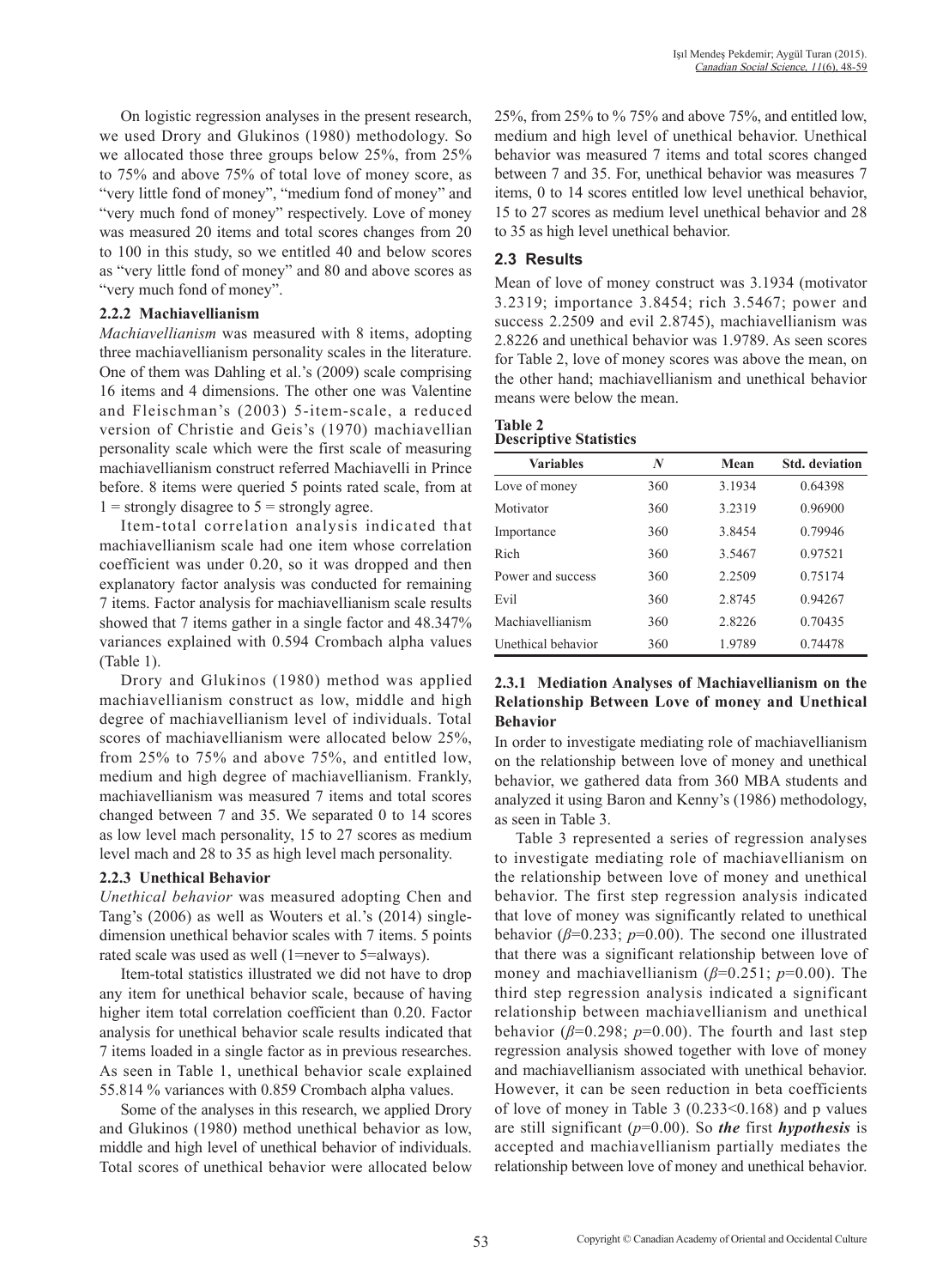On logistic regression analyses in the present research, we used Drory and Glukinos (1980) methodology. So we allocated those three groups below 25%, from 25% to 75% and above 75% of total love of money score, as "very little fond of money", "medium fond of money" and "very much fond of money" respectively. Love of money was measured 20 items and total scores changes from 20 to 100 in this study, so we entitled 40 and below scores as "very little fond of money" and 80 and above scores as "very much fond of money".

#### 2.2.2 Machiavellianism

*Machiavellianism* was measured with 8 items, adopting three machiavellianism personality scales in the literature. One of them was Dahling et al.'s (2009) scale comprising 16 items and 4 dimensions. The other one was Valentine and Fleischman's (2003) 5-item-scale, a reduced version of Christie and Geis's (1970) machiavellian personality scale which were the first scale of measuring machiavellianism construct referred Machiavelli in Prince before. 8 items were queried 5 points rated scale, from at 1 = strongly disagree to 5 = strongly agree.

Item-total correlation analysis indicated that machiavellianism scale had one item whose correlation coefficient was under 0.20, so it was dropped and then explanatory factor analysis was conducted for remaining 7 items. Factor analysis for machiavellianism scale results showed that 7 items gather in a single factor and 48.347% variances explained with 0.594 Crombach alpha values (Table 1).

Drory and Glukinos (1980) method was applied machiavellianism construct as low, middle and high degree of machiavellianism level of individuals. Total scores of machiavellianism were allocated below 25%, from 25% to 75% and above 75%, and entitled low, medium and high degree of machiavellianism. Frankly, machiavellianism was measured 7 items and total scores changed between 7 and 35. We separated 0 to 14 scores as low level mach personality, 15 to 27 scores as medium level mach and 28 to 35 as high level mach personality.

#### 2.2.3 Unethical Behavior

*Unethical behavior* was measured adopting Chen and Tang's (2006) as well as Wouters et al.'s (2014) single-dimension unethical behavior scales with 7 items. 5 points rated scale was used as well (1=never to 5=always).

Item-total statistics illustrated we did not have to drop any item for unethical behavior scale, because of having higher item total correlation coefficient than 0.20. Factor analysis for unethical behavior scale results indicated that 7 items loaded in a single factor as in previous researches. As seen in Table 1, unethical behavior scale explained 55.814 % variances with 0.859 Crombach alpha values.

Some of the analyses in this research, we applied Drory and Glukinos (1980) method unethical behavior as low, middle and high level of unethical behavior of individuals. Total scores of unethical behavior were allocated below 25%, from 25% to % 75% and above 75%, and entitled low, medium and high level of unethical behavior. Unethical behavior was measured 7 items and total scores changed between 7 and 35. For, unethical behavior was measures 7 items, 0 to 14 scores entitled low level unethical behavior, 15 to 27 scores as medium level unethical behavior and 28 to 35 as high level unethical behavior.

### 2.3 Results

Mean of love of money construct was 3.1934 (motivator 3.2319; importance 3.8454; rich 3.5467; power and success 2.2509 and evil 2.8745), machiavellianism was 2.8226 and unethical behavior was 1.9789. As seen scores for Table 2, love of money scores was above the mean, on the other hand; machiavellianism and unethical behavior means were below the mean.

**Table 2**
**Descriptive Statistics**

| Variables | *N* | Mean | Std. deviation |
|---|---|---|---|
| Love of money | 360 | 3.1934 | 0.64398 |
| Motivator | 360 | 3.2319 | 0.96900 |
| Importance | 360 | 3.8454 | 0.79946 |
| Rich | 360 | 3.5467 | 0.97521 |
| Power and success | 360 | 2.2509 | 0.75174 |
| Evil | 360 | 2.8745 | 0.94267 |
| Machiavellianism | 360 | 2.8226 | 0.70435 |
| Unethical behavior | 360 | 1.9789 | 0.74478 |

#### 2.3.1 Mediation Analyses of Machiavellianism on the Relationship Between Love of money and Unethical Behavior

In order to investigate mediating role of machiavellianism on the relationship between love of money and unethical behavior, we gathered data from 360 MBA students and analyzed it using Baron and Kenny's (1986) methodology, as seen in Table 3.

Table 3 represented a series of regression analyses to investigate mediating role of machiavellianism on the relationship between love of money and unethical behavior. The first step regression analysis indicated that love of money was significantly related to unethical behavior ($\beta$=0.233; $p$=0.00). The second one illustrated that there was a significant relationship between love of money and machiavellianism ($\beta$=0.251; $p$=0.00). The third step regression analysis indicated a significant relationship between machiavellianism and unethical behavior ($\beta$=0.298; $p$=0.00). The fourth and last step regression analysis showed together with love of money and machiavellianism associated with unethical behavior. However, it can be seen reduction in beta coefficients of love of money in Table 3 (0.233<0.168) and p values are still significant ($p$=0.00). So ***the*** first ***hypothesis*** is accepted and machiavellianism partially mediates the relationship between love of money and unethical behavior.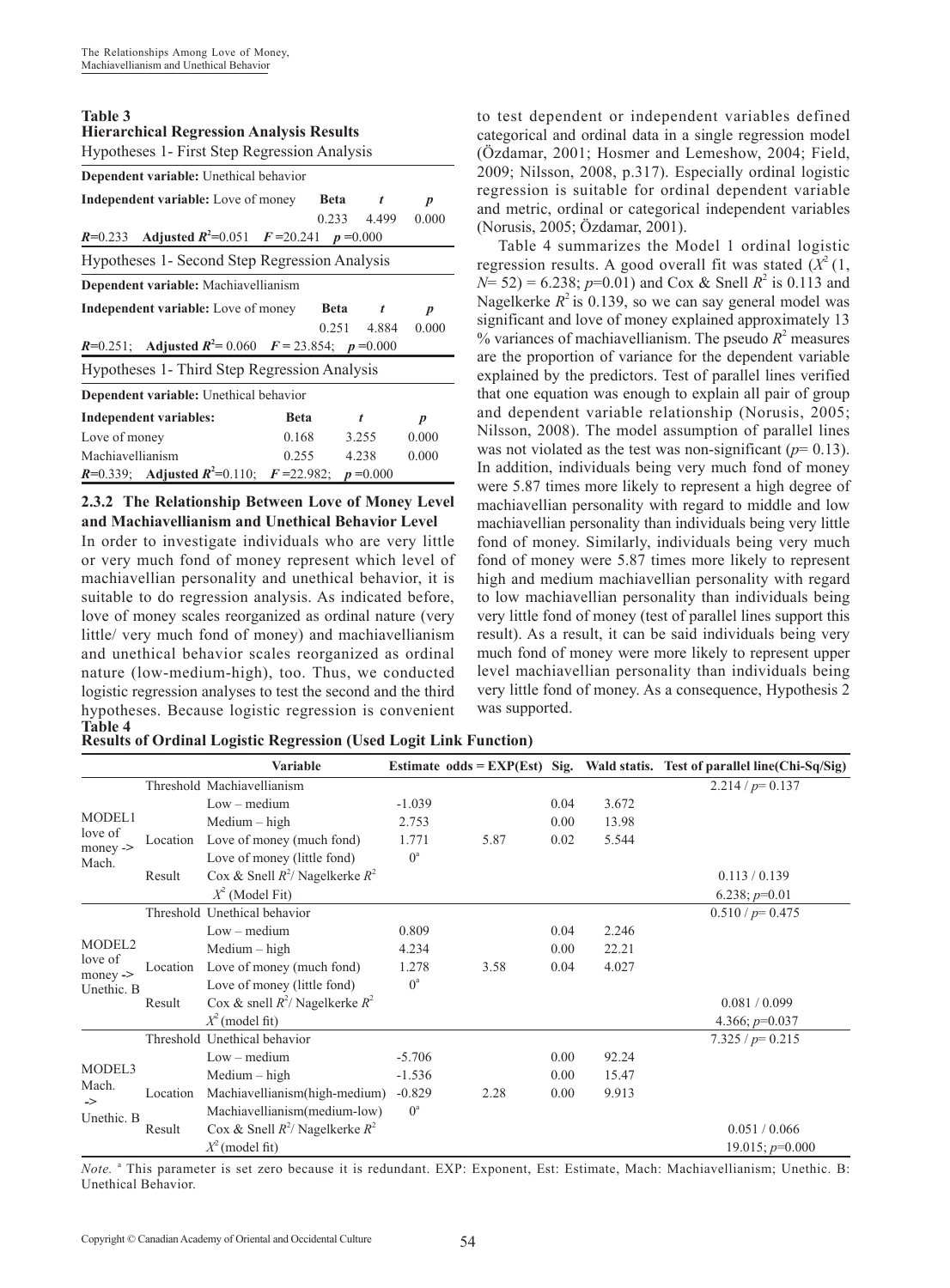**Table 3**
**Hierarchical Regression Analysis Results**

Hypotheses 1- First Step Regression Analysis

| **Dependent variable:** Unethical behavior | | | |
|---|---|---|---|
| **Independent variable:** Love of money | **Beta** | ***t*** | ***p*** |
| | 0.233 | 4.499 | 0.000 |
| $R$=0.233 **Adjusted** $R^2$=0.051 $F$=20.241 $p$=0.000 | | | |

Hypotheses 1- Second Step Regression Analysis

| **Dependent variable:** Machiavellianism | | | |
|---|---|---|---|
| **Independent variable:** Love of money | **Beta** | ***t*** | ***p*** |
| | 0.251 | 4.884 | 0.000 |
| $R$=0.251; **Adjusted** $R^2$= 0.060 $F$= 23.854; $p$=0.000 | | | |

Hypotheses 1- Third Step Regression Analysis

| **Dependent variable:** Unethical behavior | | | |
|---|---|---|---|
| **Independent variables:** | **Beta** | ***t*** | ***p*** |
| Love of money | 0.168 | 3.255 | 0.000 |
| Machiavellianism | 0.255 | 4.238 | 0.000 |
| $R$=0.339; **Adjusted** $R^2$=0.110; $F$=22.982; $p$=0.000 | | | |

### 2.3.2 The Relationship Between Love of Money Level and Machiavellianism and Unethical Behavior Level

In order to investigate individuals who are very little or very much fond of money represent which level of machiavellian personality and unethical behavior, it is suitable to do regression analysis. As indicated before, love of money scales reorganized as ordinal nature (very little/ very much fond of money) and machiavellianism and unethical behavior scales reorganized as ordinal nature (low-medium-high), too. Thus, we conducted logistic regression analyses to test the second and the third hypotheses. Because logistic regression is convenient to test dependent or independent variables defined categorical and ordinal data in a single regression model (Özdamar, 2001; Hosmer and Lemeshow, 2004; Field, 2009; Nilsson, 2008, p.317). Especially ordinal logistic regression is suitable for ordinal dependent variable and metric, ordinal or categorical independent variables (Norusis, 2005; Özdamar, 2001).

Table 4 summarizes the Model 1 ordinal logistic regression results. A good overall fit was stated ($X^2$ (1, $N$= 52) = 6.238; $p$=0.01) and Cox & Snell $R^2$ is 0.113 and Nagelkerke $R^2$ is 0.139, so we can say general model was significant and love of money explained approximately 13 % variances of machiavellianism. The pseudo $R^2$ measures are the proportion of variance for the dependent variable explained by the predictors. Test of parallel lines verified that one equation was enough to explain all pair of group and dependent variable relationship (Norusis, 2005; Nilsson, 2008). The model assumption of parallel lines was not violated as the test was non-significant ($p$= 0.13). In addition, individuals being very much fond of money were 5.87 times more likely to represent a high degree of machiavellian personality with regard to middle and low machiavellian personality than individuals being very little fond of money. Similarly, individuals being very much fond of money were 5.87 times more likely to represent high and medium machiavellian personality with regard to low machiavellian personality than individuals being very little fond of money (test of parallel lines support this result). As a result, it can be said individuals being very much fond of money were more likely to represent upper level machiavellian personality than individuals being very little fond of money. As a consequence, Hypothesis 2 was supported.

**Table 4**
**Results of Ordinal Logistic Regression (Used Logit Link Function)**

| | | Variable | Estimate | odds = EXP(Est) | Sig. | Wald statis. | Test of parallel line(Chi-Sq/Sig) |
|---|---|---|---|---|---|---|---|
| MODEL1 love of money -> Mach. | Threshold | Machiavellianism | | | | | 2.214 / $p$= 0.137 |
| | | Low – medium | -1.039 | | 0.04 | 3.672 | |
| | | Medium – high | 2.753 | | 0.00 | 13.98 | |
| | Location | Love of money (much fond) | 1.771 | 5.87 | 0.02 | 5.544 | |
| | | Love of money (little fond) | 0[a] | | | | |
| | Result | Cox & Snell $R^2$/ Nagelkerke $R^2$ | | | | | 0.113 / 0.139 |
| | | $X^2$ (Model Fit) | | | | | 6.238; $p$=0.01 |
| MODEL2 love of money -> Unethic. B | Threshold | Unethical behavior | | | | | 0.510 / $p$= 0.475 |
| | | Low – medium | 0.809 | | 0.04 | 2.246 | |
| | | Medium – high | 4.234 | | 0.00 | 22.21 | |
| | Location | Love of money (much fond) | 1.278 | 3.58 | 0.04 | 4.027 | |
| | | Love of money (little fond) | 0[a] | | | | |
| | Result | Cox & snell $R^2$/ Nagelkerke $R^2$ | | | | | 0.081 / 0.099 |
| | | $X^2$ (model fit) | | | | | 4.366; $p$=0.037 |
| MODEL3 Mach. -> Unethic. B | Threshold | Unethical behavior | | | | | 7.325 / $p$= 0.215 |
| | | Low – medium | -5.706 | | 0.00 | 92.24 | |
| | | Medium – high | -1.536 | | 0.00 | 15.47 | |
| | Location | Machiavellianism(high-medium) | -0.829 | 2.28 | 0.00 | 9.913 | |
| | | Machiavellianism(medium-low) | 0[a] | | | | |
| | Result | Cox & Snell $R^2$/ Nagelkerke $R^2$ | | | | | 0.051 / 0.066 |
| | | $X^2$ (model fit) | | | | | 19.015; $p$=0.000 |

*Note.* [a] This parameter is set zero because it is redundant. EXP: Exponent, Est: Estimate, Mach: Machiavellianism; Unethic. B: Unethical Behavior.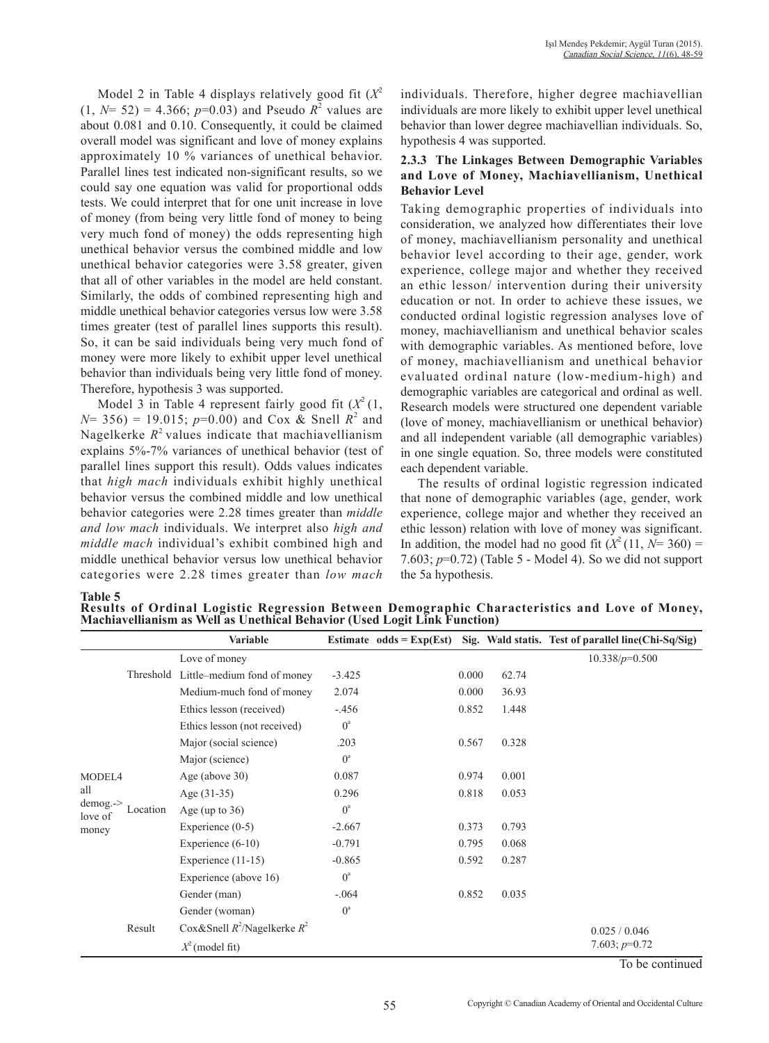Model 2 in Table 4 displays relatively good fit ($X^2$ (1, $N$= 52) = 4.366; $p$=0.03) and Pseudo $R^2$ values are about 0.081 and 0.10. Consequently, it could be claimed overall model was significant and love of money explains approximately 10 % variances of unethical behavior. Parallel lines test indicated non-significant results, so we could say one equation was valid for proportional odds tests. We could interpret that for one unit increase in love of money (from being very little fond of money to being very much fond of money) the odds representing high unethical behavior versus the combined middle and low unethical behavior categories were 3.58 greater, given that all of other variables in the model are held constant. Similarly, the odds of combined representing high and middle unethical behavior categories versus low were 3.58 times greater (test of parallel lines supports this result). So, it can be said individuals being very much fond of money were more likely to exhibit upper level unethical behavior than individuals being very little fond of money. Therefore, hypothesis 3 was supported.

Model 3 in Table 4 represent fairly good fit ($X^2$ (1, $N$= 356) = 19.015; $p$=0.00) and Cox & Snell $R^2$ and Nagelkerke $R^2$ values indicate that machiavellianism explains 5%-7% variances of unethical behavior (test of parallel lines support this result). Odds values indicates that *high mach* individuals exhibit highly unethical behavior versus the combined middle and low unethical behavior categories were 2.28 times greater than *middle and low mach* individuals. We interpret also *high and middle mach* individual's exhibit combined high and middle unethical behavior versus low unethical behavior categories were 2.28 times greater than *low mach* individuals. Therefore, higher degree machiavellian individuals are more likely to exhibit upper level unethical behavior than lower degree machiavellian individuals. So, hypothesis 4 was supported.

### 2.3.3 The Linkages Between Demographic Variables and Love of Money, Machiavellianism, Unethical Behavior Level

Taking demographic properties of individuals into consideration, we analyzed how differentiates their love of money, machiavellianism personality and unethical behavior level according to their age, gender, work experience, college major and whether they received an ethic lesson/ intervention during their university education or not. In order to achieve these issues, we conducted ordinal logistic regression analyses love of money, machiavellianism and unethical behavior scales with demographic variables. As mentioned before, love of money, machiavellianism and unethical behavior evaluated ordinal nature (low-medium-high) and demographic variables are categorical and ordinal as well. Research models were structured one dependent variable (love of money, machiavellianism or unethical behavior) and all independent variable (all demographic variables) in one single equation. So, three models were constituted each dependent variable.

The results of ordinal logistic regression indicated that none of demographic variables (age, gender, work experience, college major and whether they received an ethic lesson) relation with love of money was significant. In addition, the model had no good fit ($X^2$ (11, $N$= 360) = 7.603; $p$=0.72) (Table 5 - Model 4). So we did not support the 5a hypothesis.

**Table 5**
**Results of Ordinal Logistic Regression Between Demographic Characteristics and Love of Money, Machiavellianism as Well as Unethical Behavior (Used Logit Link Function)**

| | | Variable | Estimate | odds = Exp(Est) | Sig. | Wald statis. | Test of parallel line(Chi-Sq/Sig) |
|---|---|---|---|---|---|---|---|
| MODEL4 all demog.-> love of money | | Love of money | | | | | 10.338/$p$=0.500 |
| | Threshold | Little–medium fond of money | -3.425 | | 0.000 | 62.74 | |
| | | Medium-much fond of money | 2.074 | | 0.000 | 36.93 | |
| | Location | Ethics lesson (received) | -.456 | | 0.852 | 1.448 | |
| | | Ethics lesson (not received) | 0[a] | | | | |
| | | Major (social science) | .203 | | 0.567 | 0.328 | |
| | | Major (science) | 0[a] | | | | |
| | | Age (above 30) | 0.087 | | 0.974 | 0.001 | |
| | | Age (31-35) | 0.296 | | 0.818 | 0.053 | |
| | | Age (up to 36) | 0[a] | | | | |
| | | Experience (0-5) | -2.667 | | 0.373 | 0.793 | |
| | | Experience (6-10) | -0.791 | | 0.795 | 0.068 | |
| | | Experience (11-15) | -0.865 | | 0.592 | 0.287 | |
| | | Experience (above 16) | 0[a] | | | | |
| | | Gender (man) | -.064 | | 0.852 | 0.035 | |
| | | Gender (woman) | 0[a] | | | | |
| | Result | Cox&Snell $R^2$/Nagelkerke $R^2$ | | | | | 0.025 / 0.046 |
| | | $X^2$ (model fit) | | | | | 7.603; $p$=0.72 |

To be continued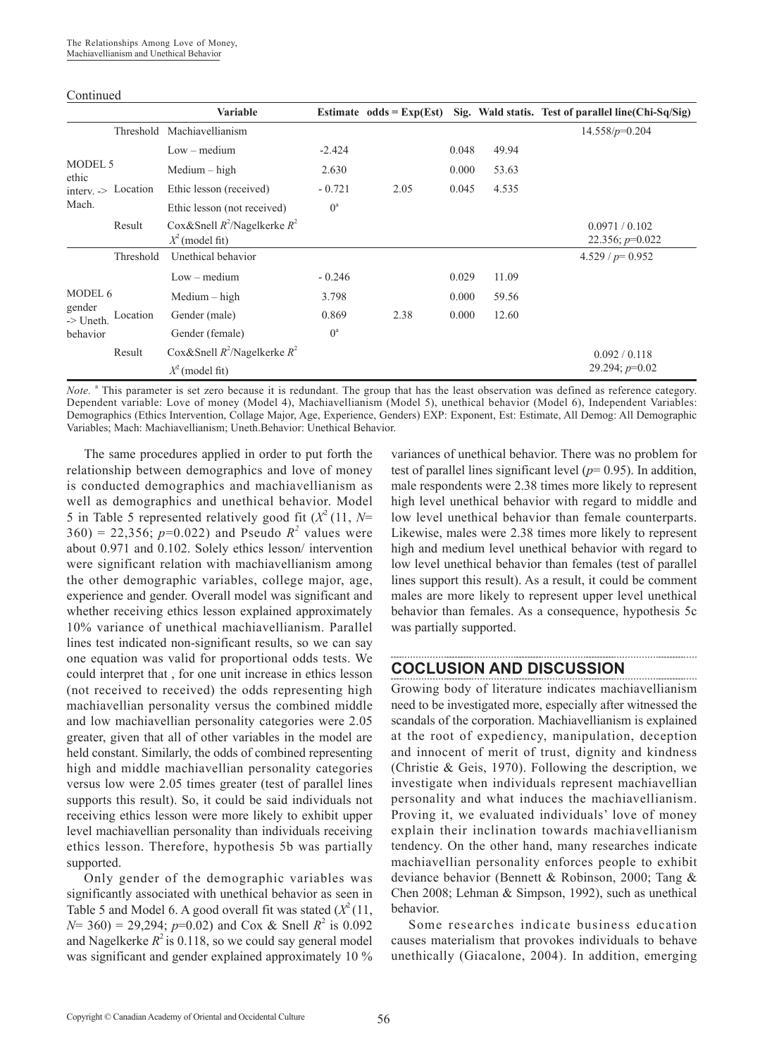Continued

| | | Variable | Estimate | odds = Exp(Est) | Sig. | Wald statis. | Test of parallel line(Chi-Sq/Sig) |
|---|---|---|---|---|---|---|---|
| MODEL 5 ethic interv. -> Mach. | Threshold | Machiavellianism | | | | | 14.558/$p$=0.204 |
| | | Low – medium | -2.424 | | 0.048 | 49.94 | |
| | | Medium – high | 2.630 | | 0.000 | 53.63 | |
| | Location | Ethic lesson (received) | - 0.721 | 2.05 | 0.045 | 4.535 | |
| | | Ethic lesson (not received) | $0^a$ | | | | |
| | Result | Cox&Snell $R^2$/Nagelkerke $R^2$ $X^2$ (model fit) | | | | | 0.0971 / 0.102 22.356; $p$=0.022 |
| MODEL 6 gender -> Uneth. behavior | Threshold | Unethical behavior | | | | | 4.529 / $p$= 0.952 |
| | | Low – medium | - 0.246 | | 0.029 | 11.09 | |
| | | Medium – high | 3.798 | | 0.000 | 59.56 | |
| | Location | Gender (male) | 0.869 | 2.38 | 0.000 | 12.60 | |
| | | Gender (female) | $0^a$ | | | | |
| | Result | Cox&Snell $R^2$/Nagelkerke $R^2$ $X^2$ (model fit) | | | | | 0.092 / 0.118 29.294; $p$=0.02 |

*Note.* [a] This parameter is set zero because it is redundant. The group that has the least observation was defined as reference category. Dependent variable: Love of money (Model 4), Machiavellianism (Model 5), unethical behavior (Model 6), Independent Variables: Demographics (Ethics Intervention, Collage Major, Age, Experience, Genders) EXP: Exponent, Est: Estimate, All Demog: All Demographic Variables; Mach: Machiavellianism; Uneth.Behavior: Unethical Behavior.

The same procedures applied in order to put forth the relationship between demographics and love of money is conducted demographics and machiavellianism as well as demographics and unethical behavior. Model 5 in Table 5 represented relatively good fit ($X^2$ (11, $N$= 360) = 22,356; $p$=0.022) and Pseudo $R^2$ values were about 0.971 and 0.102. Solely ethics lesson/ intervention were significant relation with machiavellianism among the other demographic variables, college major, age, experience and gender. Overall model was significant and whether receiving ethics lesson explained approximately 10% variance of unethical machiavellianism. Parallel lines test indicated non-significant results, so we can say one equation was valid for proportional odds tests. We could interpret that , for one unit increase in ethics lesson (not received to received) the odds representing high machiavellian personality versus the combined middle and low machiavellian personality categories were 2.05 greater, given that all of other variables in the model are held constant. Similarly, the odds of combined representing high and middle machiavellian personality categories versus low were 2.05 times greater (test of parallel lines supports this result). So, it could be said individuals not receiving ethics lesson were more likely to exhibit upper level machiavellian personality than individuals receiving ethics lesson. Therefore, hypothesis 5b was partially supported.

Only gender of the demographic variables was significantly associated with unethical behavior as seen in Table 5 and Model 6. A good overall fit was stated ($X^2$ (11, $N$= 360) = 29,294; $p$=0.02) and Cox & Snell $R^2$ is 0.092 and Nagelkerke $R^2$ is 0.118, so we could say general model was significant and gender explained approximately 10 % variances of unethical behavior. There was no problem for test of parallel lines significant level ($p$= 0.95). In addition, male respondents were 2.38 times more likely to represent high level unethical behavior with regard to middle and low level unethical behavior than female counterparts. Likewise, males were 2.38 times more likely to represent high and medium level unethical behavior with regard to low level unethical behavior than females (test of parallel lines support this result). As a result, it could be comment males are more likely to represent upper level unethical behavior than females. As a consequence, hypothesis 5c was partially supported.

## COCLUSION AND DISCUSSION

Growing body of literature indicates machiavellianism need to be investigated more, especially after witnessed the scandals of the corporation. Machiavellianism is explained at the root of expediency, manipulation, deception and innocent of merit of trust, dignity and kindness (Christie & Geis, 1970). Following the description, we investigate when individuals represent machiavellian personality and what induces the machiavellianism. Proving it, we evaluated individuals' love of money explain their inclination towards machiavellianism tendency. On the other hand, many researches indicate machiavellian personality enforces people to exhibit deviance behavior (Bennett & Robinson, 2000; Tang & Chen 2008; Lehman & Simpson, 1992), such as unethical behavior.

Some researches indicate business education causes materialism that provokes individuals to behave unethically (Giacalone, 2004). In addition, emerging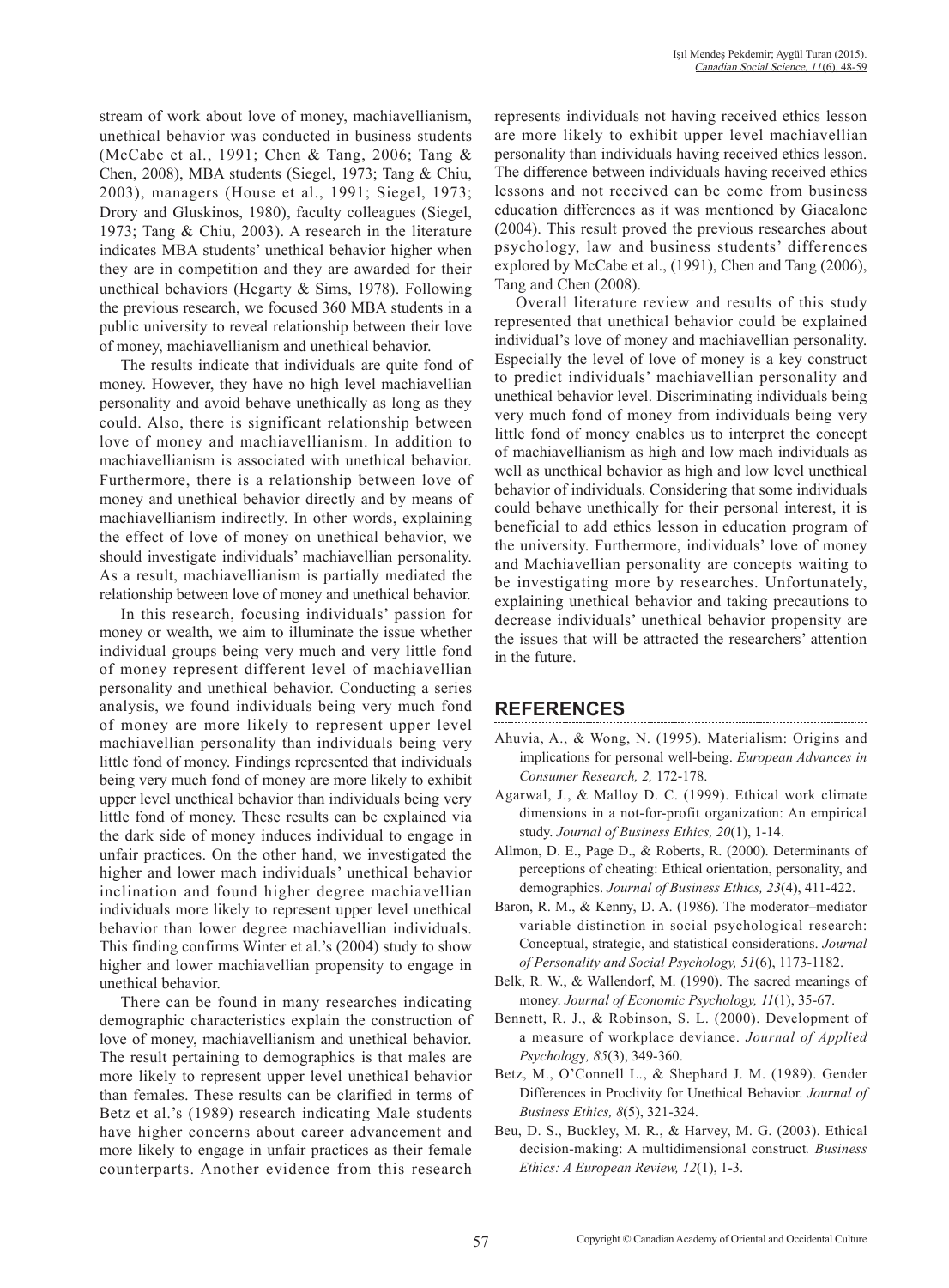stream of work about love of money, machiavellianism, unethical behavior was conducted in business students (McCabe et al., 1991; Chen & Tang, 2006; Tang & Chen, 2008), MBA students (Siegel, 1973; Tang & Chiu, 2003), managers (House et al., 1991; Siegel, 1973; Drory and Gluskinos, 1980), faculty colleagues (Siegel, 1973; Tang & Chiu, 2003). A research in the literature indicates MBA students' unethical behavior higher when they are in competition and they are awarded for their unethical behaviors (Hegarty & Sims, 1978). Following the previous research, we focused 360 MBA students in a public university to reveal relationship between their love of money, machiavellianism and unethical behavior.

The results indicate that individuals are quite fond of money. However, they have no high level machiavellian personality and avoid behave unethically as long as they could. Also, there is significant relationship between love of money and machiavellianism. In addition to machiavellianism is associated with unethical behavior. Furthermore, there is a relationship between love of money and unethical behavior directly and by means of machiavellianism indirectly. In other words, explaining the effect of love of money on unethical behavior, we should investigate individuals' machiavellian personality. As a result, machiavellianism is partially mediated the relationship between love of money and unethical behavior.

In this research, focusing individuals' passion for money or wealth, we aim to illuminate the issue whether individual groups being very much and very little fond of money represent different level of machiavellian personality and unethical behavior. Conducting a series analysis, we found individuals being very much fond of money are more likely to represent upper level machiavellian personality than individuals being very little fond of money. Findings represented that individuals being very much fond of money are more likely to exhibit upper level unethical behavior than individuals being very little fond of money. These results can be explained via the dark side of money induces individual to engage in unfair practices. On the other hand, we investigated the higher and lower mach individuals' unethical behavior inclination and found higher degree machiavellian individuals more likely to represent upper level unethical behavior than lower degree machiavellian individuals. This finding confirms Winter et al.'s (2004) study to show higher and lower machiavellian propensity to engage in unethical behavior.

There can be found in many researches indicating demographic characteristics explain the construction of love of money, machiavellianism and unethical behavior. The result pertaining to demographics is that males are more likely to represent upper level unethical behavior than females. These results can be clarified in terms of Betz et al.'s (1989) research indicating Male students have higher concerns about career advancement and more likely to engage in unfair practices as their female counterparts. Another evidence from this research represents individuals not having received ethics lesson are more likely to exhibit upper level machiavellian personality than individuals having received ethics lesson. The difference between individuals having received ethics lessons and not received can be come from business education differences as it was mentioned by Giacalone (2004). This result proved the previous researches about psychology, law and business students' differences explored by McCabe et al., (1991), Chen and Tang (2006), Tang and Chen (2008).

Overall literature review and results of this study represented that unethical behavior could be explained individual's love of money and machiavellian personality. Especially the level of love of money is a key construct to predict individuals' machiavellian personality and unethical behavior level. Discriminating individuals being very much fond of money from individuals being very little fond of money enables us to interpret the concept of machiavellianism as high and low mach individuals as well as unethical behavior as high and low level unethical behavior of individuals. Considering that some individuals could behave unethically for their personal interest, it is beneficial to add ethics lesson in education program of the university. Furthermore, individuals' love of money and Machiavellian personality are concepts waiting to be investigating more by researches. Unfortunately, explaining unethical behavior and taking precautions to decrease individuals' unethical behavior propensity are the issues that will be attracted the researchers' attention in the future.

## REFERENCES

Ahuvia, A., & Wong, N. (1995). Materialism: Origins and implications for personal well-being. *European Advances in Consumer Research, 2,* 172-178.

Agarwal, J., & Malloy D. C. (1999). Ethical work climate dimensions in a not-for-profit organization: An empirical study. *Journal of Business Ethics, 20*(1), 1-14.

Allmon, D. E., Page D., & Roberts, R. (2000). Determinants of perceptions of cheating: Ethical orientation, personality, and demographics. *Journal of Business Ethics, 23*(4), 411-422.

Baron, R. M., & Kenny, D. A. (1986). The moderator–mediator variable distinction in social psychological research: Conceptual, strategic, and statistical considerations. *Journal of Personality and Social Psychology, 51*(6), 1173-1182.

Belk, R. W., & Wallendorf, M. (1990). The sacred meanings of money. *Journal of Economic Psychology, 11*(1), 35-67.

Bennett, R. J., & Robinson, S. L. (2000). Development of a measure of workplace deviance. *Journal of Applied Psychology, 85*(3), 349-360.

Betz, M., O'Connell L., & Shephard J. M. (1989). Gender Differences in Proclivity for Unethical Behavior. *Journal of Business Ethics, 8*(5), 321-324.

Beu, D. S., Buckley, M. R., & Harvey, M. G. (2003). Ethical decision-making: A multidimensional construct*. Business Ethics: A European Review, 12*(1), 1-3.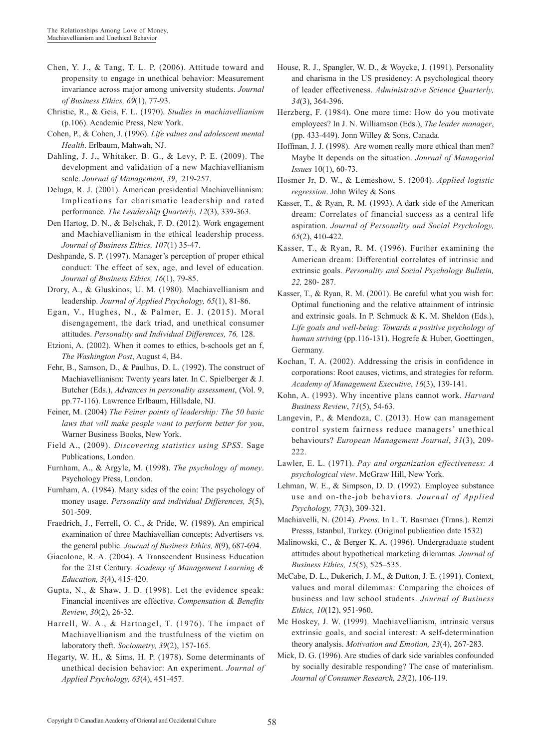Chen, Y. J., & Tang, T. L. P. (2006). Attitude toward and propensity to engage in unethical behavior: Measurement invariance across major among university students. *Journal of Business Ethics, 69*(1), 77-93.

Christie, R., & Geis, F. L. (1970). *Studies in machiavellianism* (p.106). Academic Press, New York.

Cohen, P., & Cohen, J. (1996). *Life values and adolescent mental Health*. Erlbaum, Mahwah, NJ.

Dahling, J. J., Whitaker, B. G., & Levy, P. E. (2009). The development and validation of a new Machiavellianism scale. *Journal of Management, 39*, 219-257.

Deluga, R. J. (2001). American presidential Machiavellianism: Implications for charismatic leadership and rated performance. *The Leadership Quarterly, 12*(3), 339-363.

Den Hartog, D. N., & Belschak, F. D. (2012). Work engagement and Machiavellianism in the ethical leadership process. *Journal of Business Ethics, 107*(1) 35-47.

Deshpande, S. P. (1997). Manager's perception of proper ethical conduct: The effect of sex, age, and level of education. *Journal of Business Ethics, 16*(1), 79-85.

Drory, A., & Gluskinos, U. M. (1980). Machiavellianism and leadership. *Journal of Applied Psychology, 65*(1), 81-86.

Egan, V., Hughes, N., & Palmer, E. J. (2015). Moral disengagement, the dark triad, and unethical consumer attitudes. *Personality and Individual Differences, 76,* 128.

Etzioni, A. (2002). When it comes to ethics, b-schools get an f, *The Washington Post*, August 4, B4.

Fehr, B., Samson, D., & Paulhus, D. L. (1992). The construct of Machiavellianism: Twenty years later. In C. Spielberger & J. Butcher (Eds.), *Advances in personality assessment*, (Vol. 9, pp.77-116). Lawrence Erlbaum, Hillsdale, NJ.

Feiner, M. (2004) *The Feiner points of leadership: The 50 basic laws that will make people want to perform better for you*, Warner Business Books, New York.

Field A., (2009). *Discovering statistics using SPSS*. Sage Publications, London.

Furnham, A., & Argyle, M. (1998). *The psychology of money*. Psychology Press, London.

Furnham, A. (1984). Many sides of the coin: The psychology of money usage. *Personality and individual Differences, 5*(5), 501-509.

Fraedrich, J., Ferrell, O. C., & Pride, W. (1989). An empirical examination of three Machiavellian concepts: Advertisers vs. the general public. *Journal of Business Ethics, 8*(9), 687-694.

Giacalone, R. A. (2004). A Transcendent Business Education for the 21st Century. *Academy of Management Learning & Education, 3*(4), 415-420.

Gupta, N., & Shaw, J. D. (1998). Let the evidence speak: Financial incentives are effective. *Compensation & Benefits Review*, *30*(2), 26-32.

Harrell, W. A., & Hartnagel, T. (1976). The impact of Machiavellianism and the trustfulness of the victim on laboratory theft. *Sociometry, 39*(2), 157-165.

Hegarty, W. H., & Sims, H. P. (1978). Some determinants of unethical decision behavior: An experiment. *Journal of Applied Psychology, 63*(4), 451-457.

House, R. J., Spangler, W. D., & Woycke, J. (1991). Personality and charisma in the US presidency: A psychological theory of leader effectiveness. *Administrative Science Quarterly, 34*(3), 364-396.

Herzberg, F. (1984). One more time: How do you motivate employees? In J. N. Williamson (Eds.), *The leader manager*, (pp. 433-449). Jonn Willey & Sons, Canada.

Hoffman, J. J. (1998). Are women really more ethical than men? Maybe It depends on the situation. *Journal of Managerial Issues* 10(1), 60-73.

Hosmer Jr, D. W., & Lemeshow, S. (2004). *Applied logistic regression*. John Wiley & Sons.

Kasser, T., & Ryan, R. M. (1993). A dark side of the American dream: Correlates of financial success as a central life aspiration. *Journal of Personality and Social Psychology, 65*(2), 410-422.

Kasser, T., & Ryan, R. M. (1996). Further examining the American dream: Differential correlates of intrinsic and extrinsic goals. *Personality and Social Psychology Bulletin, 22,* 280- 287.

Kasser, T., & Ryan, R. M. (2001). Be careful what you wish for: Optimal functioning and the relative attainment of intrinsic and extrinsic goals. In P. Schmuck & K. M. Sheldon (Eds.), *Life goals and well-being: Towards a positive psychology of human striving* (pp.116-131). Hogrefe & Huber, Goettingen, Germany.

Kochan, T. A. (2002). Addressing the crisis in confidence in corporations: Root causes, victims, and strategies for reform. *Academy of Management Executive*, *16*(3), 139-141.

Kohn, A. (1993). Why incentive plans cannot work. *Harvard Business Review*, *71*(5), 54-63.

Langevin, P., & Mendoza, C. (2013). How can management control system fairness reduce managers' unethical behaviours? *European Management Journal*, *31*(3), 209-222.

Lawler, E. L. (1971). *Pay and organization effectiveness: A psychological view*. McGraw Hill, New York.

Lehman, W. E., & Simpson, D. D. (1992). Employee substance use and on-the-job behaviors*. Journal of Applied Psychology, 77*(3), 309-321.

Machiavelli, N. (2014). *Prens.* In L. T. Basmacı (Trans.). Remzi Pressss, Istanbul, Turkey. (Original publication date 1532)

Malinowski, C., & Berger K. A. (1996). Undergraduate student attitudes about hypothetical marketing dilemmas. *Journal of Business Ethics, 15*(5), 525–535.

McCabe, D. L., Dukerich, J. M., & Dutton, J. E. (1991). Context, values and moral dilemmas: Comparing the choices of business and law school students. *Journal of Business Ethics, 10*(12), 951-960.

Mc Hoskey, J. W. (1999). Machiavellianism, intrinsic versus extrinsic goals, and social interest: A self-determination theory analysis. *Motivation and Emotion, 23*(4), 267-283.

Mick, D. G. (1996). Are studies of dark side variables confounded by socially desirable responding? The case of materialism. *Journal of Consumer Research, 23*(2), 106-119.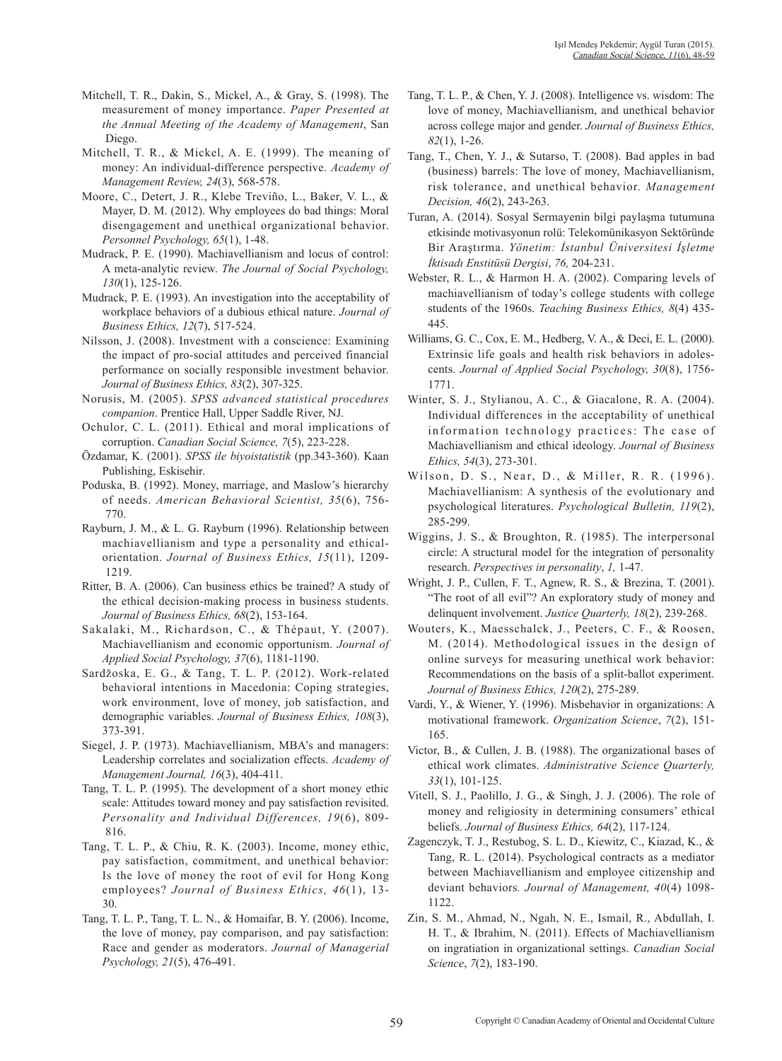Mitchell, T. R., Dakin, S., Mickel, A., & Gray, S. (1998). The measurement of money importance. *Paper Presented at the Annual Meeting of the Academy of Management*, San Diego.

Mitchell, T. R., & Mickel, A. E. (1999). The meaning of money: An individual-difference perspective. *Academy of Management Review, 24*(3), 568-578.

Moore, C., Detert, J. R., Klebe Treviño, L., Baker, V. L., & Mayer, D. M. (2012). Why employees do bad things: Moral disengagement and unethical organizational behavior. *Personnel Psychology, 65*(1), 1-48.

Mudrack, P. E. (1990). Machiavellianism and locus of control: A meta-analytic review. *The Journal of Social Psychology, 130*(1), 125-126.

Mudrack, P. E. (1993). An investigation into the acceptability of workplace behaviors of a dubious ethical nature. *Journal of Business Ethics, 12*(7), 517-524.

Nilsson, J. (2008). Investment with a conscience: Examining the impact of pro-social attitudes and perceived financial performance on socially responsible investment behavior. *Journal of Business Ethics, 83*(2), 307-325.

Norusis, M. (2005). *SPSS advanced statistical procedures companion*. Prentice Hall, Upper Saddle River, NJ.

Ochulor, C. L. (2011). Ethical and moral implications of corruption. *Canadian Social Science, 7*(5), 223-228.

Özdamar, K. (2001). *SPSS ile biyoistatistik* (pp.343-360). Kaan Publishing, Eskisehir.

Poduska, B. (1992). Money, marriage, and Maslow's hierarchy of needs. *American Behavioral Scientist, 35*(6), 756-770.

Rayburn, J. M., & L. G. Rayburn (1996). Relationship between machiavellianism and type a personality and ethical-orientation. *Journal of Business Ethics, 15*(11), 1209-1219.

Ritter, B. A. (2006). Can business ethics be trained? A study of the ethical decision-making process in business students. *Journal of Business Ethics, 68*(2), 153-164.

Sakalaki, M., Richardson, C., & Thépaut, Y. (2007). Machiavellianism and economic opportunism. *Journal of Applied Social Psychology, 37*(6), 1181-1190.

Sardžoska, E. G., & Tang, T. L. P. (2012). Work-related behavioral intentions in Macedonia: Coping strategies, work environment, love of money, job satisfaction, and demographic variables. *Journal of Business Ethics, 108*(3), 373-391.

Siegel, J. P. (1973). Machiavellianism, MBA's and managers: Leadership correlates and socialization effects. *Academy of Management Journal, 16*(3), 404-411.

Tang, T. L. P. (1995). The development of a short money ethic scale: Attitudes toward money and pay satisfaction revisited. *Personality and Individual Differences, 19*(6), 809-816.

Tang, T. L. P., & Chiu, R. K. (2003). Income, money ethic, pay satisfaction, commitment, and unethical behavior: Is the love of money the root of evil for Hong Kong employees? *Journal of Business Ethics, 46*(1), 13-30.

Tang, T. L. P., Tang, T. L. N., & Homaifar, B. Y. (2006). Income, the love of money, pay comparison, and pay satisfaction: Race and gender as moderators. *Journal of Managerial Psychology, 21*(5), 476-491.

Tang, T. L. P., & Chen, Y. J. (2008). Intelligence vs. wisdom: The love of money, Machiavellianism, and unethical behavior across college major and gender. *Journal of Business Ethics, 82*(1), 1-26.

Tang, T., Chen, Y. J., & Sutarso, T. (2008). Bad apples in bad (business) barrels: The love of money, Machiavellianism, risk tolerance, and unethical behavior. *Management Decision, 46*(2), 243-263.

Turan, A. (2014). Sosyal Sermayenin bilgi paylaşma tutumuna etkisinde motivasyonun rolü: Telekomünikasyon Sektöründe Bir Araştırma. *Yönetim: İstanbul Üniversitesi İşletme İktisadı Enstitüsü Dergisi*, *76,* 204-231.

Webster, R. L., & Harmon H. A. (2002). Comparing levels of machiavellianism of today's college students with college students of the 1960s. *Teaching Business Ethics, 8*(4) 435-445.

Williams, G. C., Cox, E. M., Hedberg, V. A., & Deci, E. L. (2000). Extrinsic life goals and health risk behaviors in adolescents. *Journal of Applied Social Psychology, 30*(8), 1756-1771.

Winter, S. J., Stylianou, A. C., & Giacalone, R. A. (2004). Individual differences in the acceptability of unethical information technology practices: The case of Machiavellianism and ethical ideology. *Journal of Business Ethics, 54*(3), 273-301.

Wilson, D. S., Near, D., & Miller, R. R. (1996). Machiavellianism: A synthesis of the evolutionary and psychological literatures. *Psychological Bulletin, 119*(2), 285-299.

Wiggins, J. S., & Broughton, R. (1985). The interpersonal circle: A structural model for the integration of personality research. *Perspectives in personality*, *1,* 1-47.

Wright, J. P., Cullen, F. T., Agnew, R. S., & Brezina, T. (2001). "The root of all evil"? An exploratory study of money and delinquent involvement. *Justice Quarterly, 18*(2), 239-268.

Wouters, K., Maesschalck, J., Peeters, C. F., & Roosen, M. (2014). Methodological issues in the design of online surveys for measuring unethical work behavior: Recommendations on the basis of a split-ballot experiment. *Journal of Business Ethics, 120*(2), 275-289.

Vardi, Y., & Wiener, Y. (1996). Misbehavior in organizations: A motivational framework. *Organization Science*, *7*(2), 151-165.

Victor, B., & Cullen, J. B. (1988). The organizational bases of ethical work climates. *Administrative Science Quarterly, 33*(1), 101-125.

Vitell, S. J., Paolillo, J. G., & Singh, J. J. (2006). The role of money and religiosity in determining consumers' ethical beliefs. *Journal of Business Ethics, 64*(2), 117-124.

Zagenczyk, T. J., Restubog, S. L. D., Kiewitz, C., Kiazad, K., & Tang, R. L. (2014). Psychological contracts as a mediator between Machiavellianism and employee citizenship and deviant behaviors*. Journal of Management, 40*(4) 1098-1122.

Zin, S. M., Ahmad, N., Ngah, N. E., Ismail, R., Abdullah, I. H. T., & Ibrahim, N. (2011). Effects of Machiavellianism on ingratiation in organizational settings. *Canadian Social Science*, *7*(2), 183-190.